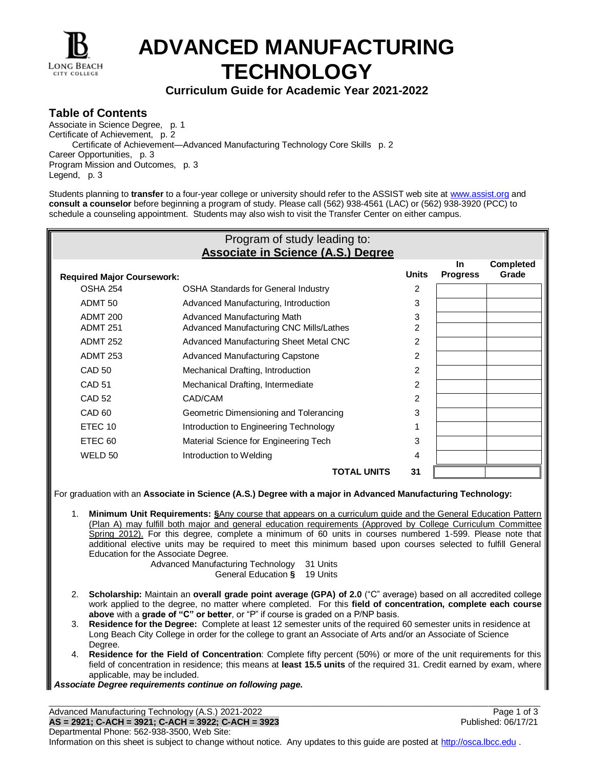# ADVANCED MANUFACTURING TECHNOLOGY

**Curriculum Guide for Academic Year 2021-2022**

## Table of Contents

Associate in Science Degree, p. 1
Certificate of Achievement, p. 2
  Certificate of Achievement—Advanced Manufacturing Technology Core Skills p. 2
Career Opportunities, p. 3
Program Mission and Outcomes, p. 3
Legend, p. 3

Students planning to **transfer** to a four-year college or university should refer to the ASSIST web site at www.assist.org and **consult a counselor** before beginning a program of study. Please call (562) 938-4561 (LAC) or (562) 938-3920 (PCC) to schedule a counseling appointment. Students may also wish to visit the Transfer Center on either campus.

Program of study leading to:
**Associate in Science (A.S.) Degree**

| Required Major Coursework: | | Units | In Progress | Completed Grade |
|---|---|---|---|---|
| OSHA 254 | OSHA Standards for General Industry | 2 | | |
| ADMT 50 | Advanced Manufacturing, Introduction | 3 | | |
| ADMT 200 | Advanced Manufacturing Math | 3 | | |
| ADMT 251 | Advanced Manufacturing CNC Mills/Lathes | 2 | | |
| ADMT 252 | Advanced Manufacturing Sheet Metal CNC | 2 | | |
| ADMT 253 | Advanced Manufacturing Capstone | 2 | | |
| CAD 50 | Mechanical Drafting, Introduction | 2 | | |
| CAD 51 | Mechanical Drafting, Intermediate | 2 | | |
| CAD 52 | CAD/CAM | 2 | | |
| CAD 60 | Geometric Dimensioning and Tolerancing | 3 | | |
| ETEC 10 | Introduction to Engineering Technology | 1 | | |
| ETEC 60 | Material Science for Engineering Tech | 3 | | |
| WELD 50 | Introduction to Welding | 4 | | |
| | **TOTAL UNITS** | **31** | | |

For graduation with an **Associate in Science (A.S.) Degree with a major in Advanced Manufacturing Technology:**

1. **Minimum Unit Requirements: §**Any course that appears on a curriculum guide and the General Education Pattern (Plan A) may fulfill both major and general education requirements (Approved by College Curriculum Committee Spring 2012). For this degree, complete a minimum of 60 units in courses numbered 1-599. Please note that additional elective units may be required to meet this minimum based upon courses selected to fulfill General Education for the Associate Degree.
   Advanced Manufacturing Technology 31 Units
   General Education § 19 Units
2. **Scholarship:** Maintain an **overall grade point average (GPA) of 2.0** ("C" average) based on all accredited college work applied to the degree, no matter where completed. For this **field of concentration, complete each course above** with a **grade of "C" or better**, or "P" if course is graded on a P/NP basis.
3. **Residence for the Degree:** Complete at least 12 semester units of the required 60 semester units in residence at Long Beach City College in order for the college to grant an Associate of Arts and/or an Associate of Science Degree.
4. **Residence for the Field of Concentration**: Complete fifty percent (50%) or more of the unit requirements for this field of concentration in residence; this means at **least 15.5 units** of the required 31. Credit earned by exam, where applicable, may be included.

***Associate Degree requirements continue on following page.***

**AS = 2921; C-ACH = 3921; C-ACH = 3922; C-ACH = 3923**
Published: 06/17/21
Departmental Phone: 562-938-3500, Web Site:
Information on this sheet is subject to change without notice. Any updates to this guide are posted at http://osca.lbcc.edu .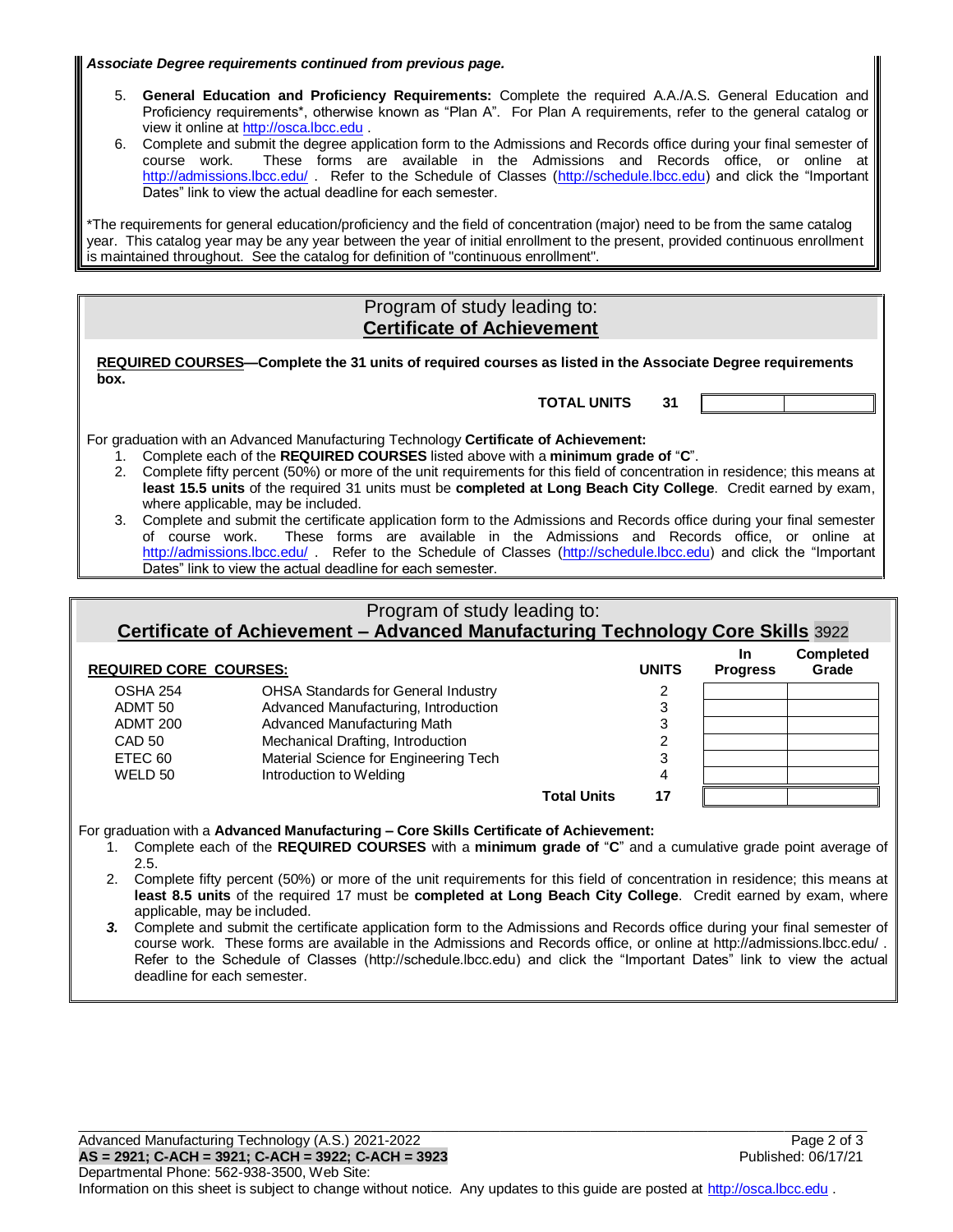***Associate Degree requirements continued from previous page.***

5. **General Education and Proficiency Requirements:** Complete the required A.A./A.S. General Education and Proficiency requirements*, otherwise known as "Plan A". For Plan A requirements, refer to the general catalog or view it online at http://osca.lbcc.edu .
6. Complete and submit the degree application form to the Admissions and Records office during your final semester of course work. These forms are available in the Admissions and Records office, or online at http://admissions.lbcc.edu/ . Refer to the Schedule of Classes (http://schedule.lbcc.edu) and click the "Important Dates" link to view the actual deadline for each semester.

*The requirements for general education/proficiency and the field of concentration (major) need to be from the same catalog year. This catalog year may be any year between the year of initial enrollment to the present, provided continuous enrollment is maintained throughout. See the catalog for definition of "continuous enrollment".

## Program of study leading to: Certificate of Achievement

**REQUIRED COURSES—Complete the 31 units of required courses as listed in the Associate Degree requirements box.**

**TOTAL UNITS 31**

For graduation with an Advanced Manufacturing Technology **Certificate of Achievement:**

1. Complete each of the **REQUIRED COURSES** listed above with a **minimum grade of** "**C**".
2. Complete fifty percent (50%) or more of the unit requirements for this field of concentration in residence; this means at **least 15.5 units** of the required 31 units must be **completed at Long Beach City College**. Credit earned by exam, where applicable, may be included.
3. Complete and submit the certificate application form to the Admissions and Records office during your final semester of course work. These forms are available in the Admissions and Records office, or online at http://admissions.lbcc.edu/ . Refer to the Schedule of Classes (http://schedule.lbcc.edu) and click the "Important Dates" link to view the actual deadline for each semester.

## Program of study leading to: Certificate of Achievement – Advanced Manufacturing Technology Core Skills 3922

| **REQUIRED CORE COURSES:** | | **UNITS** | **In Progress** | **Completed Grade** |
|---|---|---|---|---|
| OSHA 254 | OHSA Standards for General Industry | 2 | | |
| ADMT 50 | Advanced Manufacturing, Introduction | 3 | | |
| ADMT 200 | Advanced Manufacturing Math | 3 | | |
| CAD 50 | Mechanical Drafting, Introduction | 2 | | |
| ETEC 60 | Material Science for Engineering Tech | 3 | | |
| WELD 50 | Introduction to Welding | 4 | | |
| | **Total Units** | **17** | | |

For graduation with a **Advanced Manufacturing – Core Skills Certificate of Achievement:**

1. Complete each of the **REQUIRED COURSES** with a **minimum grade of** "**C**" and a cumulative grade point average of 2.5.
2. Complete fifty percent (50%) or more of the unit requirements for this field of concentration in residence; this means at **least 8.5 units** of the required 17 must be **completed at Long Beach City College**. Credit earned by exam, where applicable, may be included.
3. Complete and submit the certificate application form to the Admissions and Records office during your final semester of course work. These forms are available in the Admissions and Records office, or online at http://admissions.lbcc.edu/ . Refer to the Schedule of Classes (http://schedule.lbcc.edu) and click the "Important Dates" link to view the actual deadline for each semester.

Advanced Manufacturing Technology (A.S.) 2021-2022
**AS = 2921; C-ACH = 3921; C-ACH = 3922; C-ACH = 3923**
Published: 06/17/21
Departmental Phone: 562-938-3500, Web Site:
Information on this sheet is subject to change without notice. Any updates to this guide are posted at http://osca.lbcc.edu .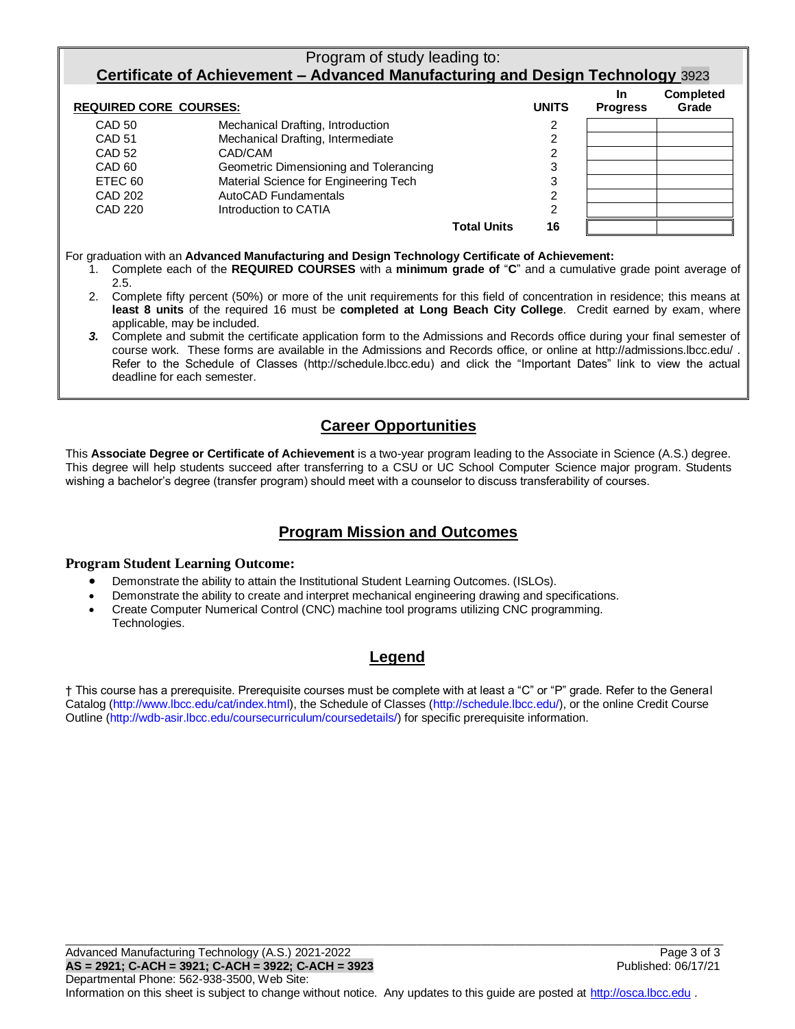## Program of study leading to:
## Certificate of Achievement – Advanced Manufacturing and Design Technology 3923

| REQUIRED CORE COURSES: | | UNITS | In Progress | Completed Grade |
|---|---|---|---|---|
| CAD 50 | Mechanical Drafting, Introduction | 2 | | |
| CAD 51 | Mechanical Drafting, Intermediate | 2 | | |
| CAD 52 | CAD/CAM | 2 | | |
| CAD 60 | Geometric Dimensioning and Tolerancing | 3 | | |
| ETEC 60 | Material Science for Engineering Tech | 3 | | |
| CAD 202 | AutoCAD Fundamentals | 2 | | |
| CAD 220 | Introduction to CATIA | 2 | | |
| | **Total Units** | **16** | | |

For graduation with an **Advanced Manufacturing and Design Technology Certificate of Achievement:**

1. Complete each of the **REQUIRED COURSES** with a **minimum grade of** "**C**" and a cumulative grade point average of 2.5.
2. Complete fifty percent (50%) or more of the unit requirements for this field of concentration in residence; this means at **least 8 units** of the required 16 must be **completed at Long Beach City College**. Credit earned by exam, where applicable, may be included.
3. Complete and submit the certificate application form to the Admissions and Records office during your final semester of course work. These forms are available in the Admissions and Records office, or online at http://admissions.lbcc.edu/ . Refer to the Schedule of Classes (http://schedule.lbcc.edu) and click the "Important Dates" link to view the actual deadline for each semester.

## Career Opportunities

This **Associate Degree or Certificate of Achievement** is a two-year program leading to the Associate in Science (A.S.) degree. This degree will help students succeed after transferring to a CSU or UC School Computer Science major program. Students wishing a bachelor's degree (transfer program) should meet with a counselor to discuss transferability of courses.

## Program Mission and Outcomes

### Program Student Learning Outcome:

- Demonstrate the ability to attain the Institutional Student Learning Outcomes. (ISLOs).
- Demonstrate the ability to create and interpret mechanical engineering drawing and specifications.
- Create Computer Numerical Control (CNC) machine tool programs utilizing CNC programming. Technologies.

## Legend

† This course has a prerequisite. Prerequisite courses must be complete with at least a "C" or "P" grade. Refer to the General Catalog (http://www.lbcc.edu/cat/index.html), the Schedule of Classes (http://schedule.lbcc.edu/), or the online Credit Course Outline (http://wdb-asir.lbcc.edu/coursecurriculum/coursedetails/) for specific prerequisite information.

Advanced Manufacturing Technology (A.S.) 2021-2022
**AS = 2921; C-ACH = 3921; C-ACH = 3922; C-ACH = 3923**
Published: 06/17/21
Departmental Phone: 562-938-3500, Web Site:
Information on this sheet is subject to change without notice. Any updates to this guide are posted at http://osca.lbcc.edu .